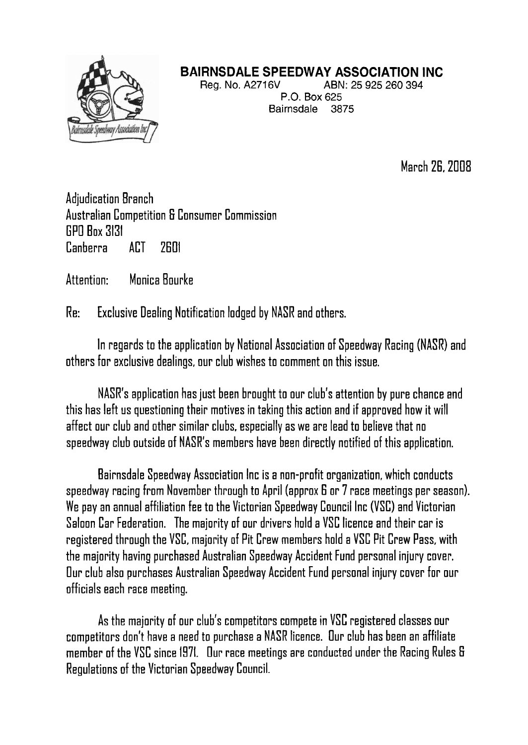# BAIRNSDALE SPEEDWAY ASSOCIATION INC

Reg. No. A2716V ABN: 25 925 260 394
P.O. Box 625
Bairnsdale 3875

March 26, 2008

Adjudication Branch
Australian Competition & Consumer Commission
GPO Box 3131
Canberra ACT 2601

Attention: Monica Bourke

Re: Exclusive Dealing Notification lodged by NASR and others.

In regards to the application by National Association of Speedway Racing (NASR) and others for exclusive dealings, our club wishes to comment on this issue.

NASR's application has just been brought to our club's attention by pure chance and this has left us questioning their motives in taking this action and if approved how it will affect our club and other similar clubs, especially as we are lead to believe that no speedway club outside of NASR's members have been directly notified of this application.

Bairnsdale Speedway Association Inc is a non-profit organization, which conducts speedway racing from November through to April (approx 6 or 7 race meetings per season). We pay an annual affiliation fee to the Victorian Speedway Council Inc (VSC) and Victorian Saloon Car Federation. The majority of our drivers hold a VSC licence and their car is registered through the VSC, majority of Pit Crew members hold a VSC Pit Crew Pass, with the majority having purchased Australian Speedway Accident Fund personal injury cover. Our club also purchases Australian Speedway Accident Fund personal injury cover for our officials each race meeting.

As the majority of our club's competitors compete in VSC registered classes our competitors don't have a need to purchase a NASR licence. Our club has been an affiliate member of the VSC since 1971. Our race meetings are conducted under the Racing Rules & Regulations of the Victorian Speedway Council.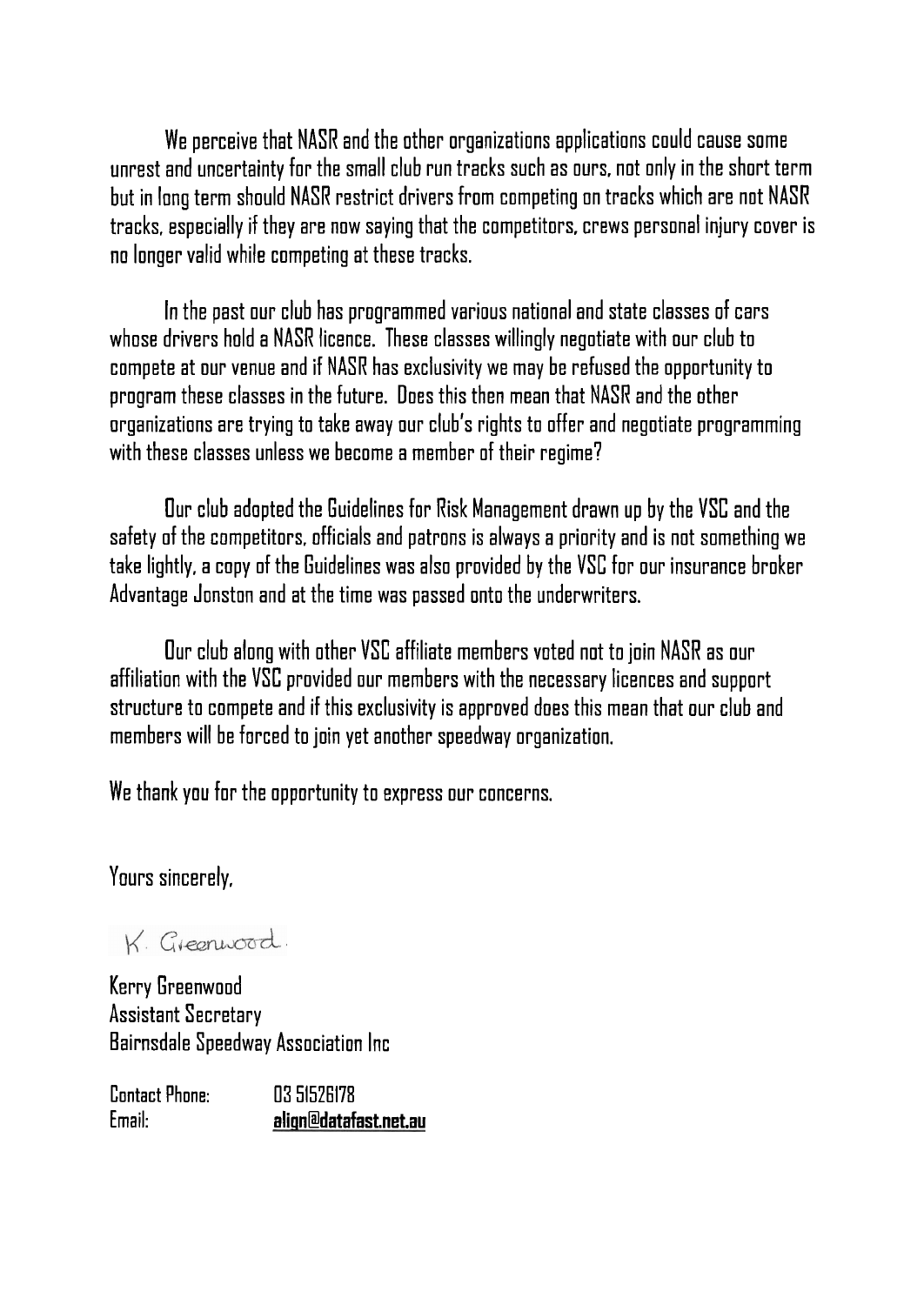We perceive that NASR and the other organizations applications could cause some unrest and uncertainty for the small club run tracks such as ours, not only in the short term but in long term should NASR restrict drivers from competing on tracks which are not NASR tracks, especially if they are now saying that the competitors, crews personal injury cover is no longer valid while competing at these tracks.

In the past our club has programmed various national and state classes of cars whose drivers hold a NASR licence. These classes willingly negotiate with our club to compete at our venue and if NASR has exclusivity we may be refused the opportunity to program these classes in the future. Does this then mean that NASR and the other organizations are trying to take away our club's rights to offer and negotiate programming with these classes unless we become a member of their regime?

Our club adopted the Guidelines for Risk Management drawn up by the VSC and the safety of the competitors, officials and patrons is always a priority and is not something we take lightly, a copy of the Guidelines was also provided by the VSC for our insurance broker Advantage Jonston and at the time was passed onto the underwriters.

Our club along with other VSC affiliate members voted not to join NASR as our affiliation with the VSC provided our members with the necessary licences and support structure to compete and if this exclusivity is approved does this mean that our club and members will be forced to join yet another speedway organization.

We thank you for the opportunity to express our concerns.

Yours sincerely,

K. Greenwood.

Kerry Greenwood
Assistant Secretary
Bairnsdale Speedway Association Inc

Contact Phone: 03 51526178
Email: **align@datafast.net.au**